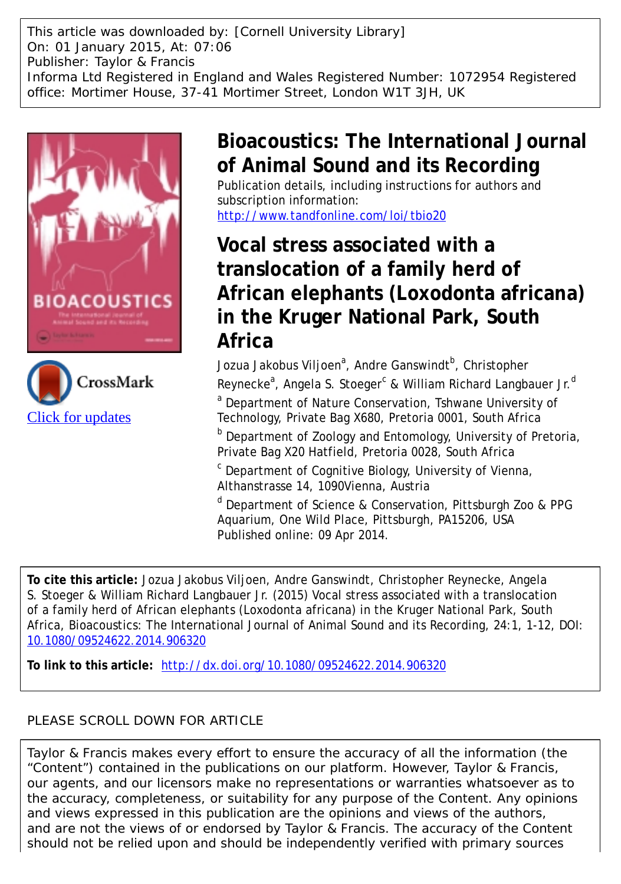This article was downloaded by: [Cornell University Library]
On: 01 January 2015, At: 07:06
Publisher: Taylor & Francis
Informa Ltd Registered in England and Wales Registered Number: 1072954 Registered office: Mortimer House, 37-41 Mortimer Street, London W1T 3JH, UK

# Bioacoustics: The International Journal of Animal Sound and its Recording

Publication details, including instructions for authors and subscription information:
http://www.tandfonline.com/loi/tbio20

# Vocal stress associated with a translocation of a family herd of African elephants (Loxodonta africana) in the Kruger National Park, South Africa

Jozua Jakobus Viljoen[a], Andre Ganswindt[b], Christopher Reynecke[a], Angela S. Stoeger[c] & William Richard Langbauer Jr.[d]

[a] Department of Nature Conservation, Tshwane University of Technology, Private Bag X680, Pretoria 0001, South Africa

[b] Department of Zoology and Entomology, University of Pretoria, Private Bag X20 Hatfield, Pretoria 0028, South Africa

[c] Department of Cognitive Biology, University of Vienna, Althanstrasse 14, 1090Vienna, Austria

[d] Department of Science & Conservation, Pittsburgh Zoo & PPG Aquarium, One Wild Place, Pittsburgh, PA15206, USA

Published online: 09 Apr 2014.

CrossMark
Click for updates

**To cite this article:** Jozua Jakobus Viljoen, Andre Ganswindt, Christopher Reynecke, Angela S. Stoeger & William Richard Langbauer Jr. (2015) Vocal stress associated with a translocation of a family herd of African elephants (Loxodonta africana) in the Kruger National Park, South Africa, Bioacoustics: The International Journal of Animal Sound and its Recording, 24:1, 1-12, DOI: 10.1080/09524622.2014.906320

**To link to this article:** http://dx.doi.org/10.1080/09524622.2014.906320

PLEASE SCROLL DOWN FOR ARTICLE

Taylor & Francis makes every effort to ensure the accuracy of all the information (the "Content") contained in the publications on our platform. However, Taylor & Francis, our agents, and our licensors make no representations or warranties whatsoever as to the accuracy, completeness, or suitability for any purpose of the Content. Any opinions and views expressed in this publication are the opinions and views of the authors, and are not the views of or endorsed by Taylor & Francis. The accuracy of the Content should not be relied upon and should be independently verified with primary sources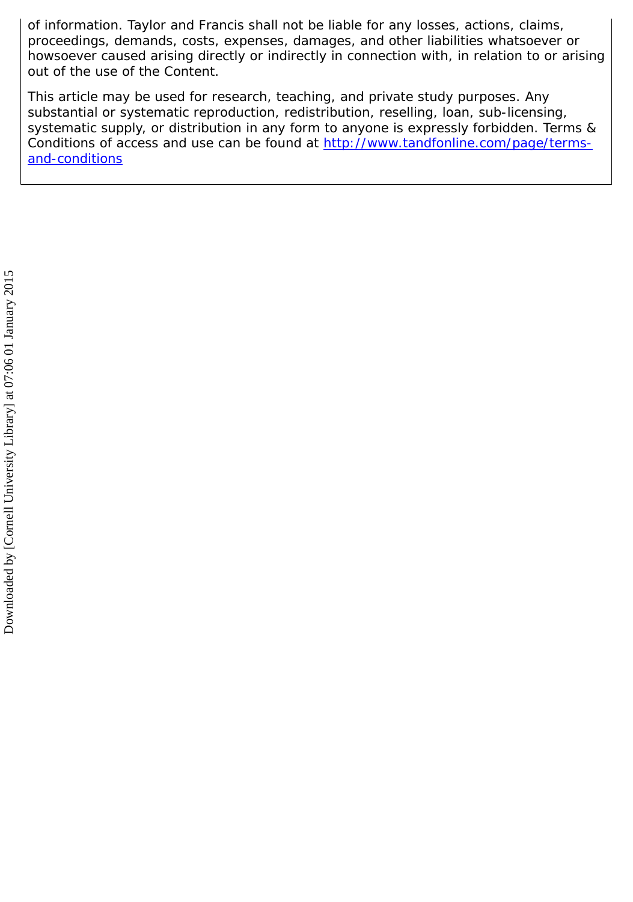of information. Taylor and Francis shall not be liable for any losses, actions, claims, proceedings, demands, costs, expenses, damages, and other liabilities whatsoever or howsoever caused arising directly or indirectly in connection with, in relation to or arising out of the use of the Content.

This article may be used for research, teaching, and private study purposes. Any substantial or systematic reproduction, redistribution, reselling, loan, sub-licensing, systematic supply, or distribution in any form to anyone is expressly forbidden. Terms & Conditions of access and use can be found at http://www.tandfonline.com/page/terms-and-conditions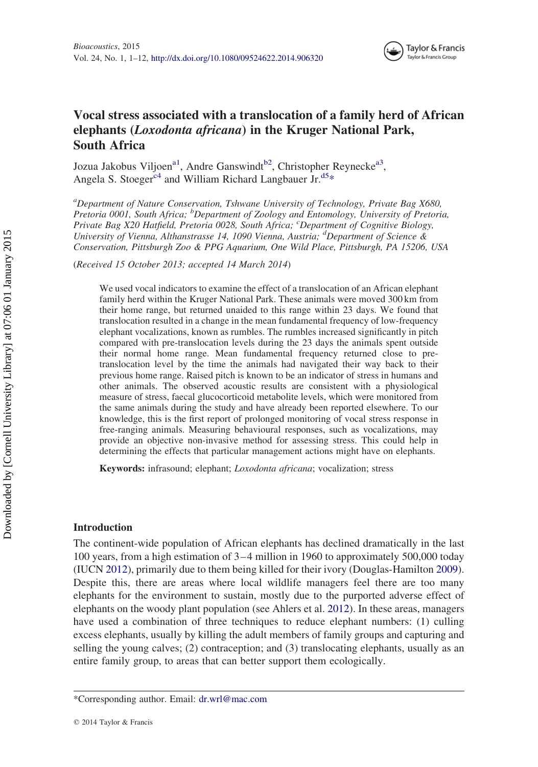# Vocal stress associated with a translocation of a family herd of African elephants (*Loxodonta africana*) in the Kruger National Park, South Africa

Jozua Jakobus Viljoen[a1], Andre Ganswindt[b2], Christopher Reynecke[a3], Angela S. Stoeger[c4] and William Richard Langbauer Jr.[d5*]

[a]Department of Nature Conservation, Tshwane University of Technology, Private Bag X680, Pretoria 0001, South Africa; [b]Department of Zoology and Entomology, University of Pretoria, Private Bag X20 Hatfield, Pretoria 0028, South Africa; [c]Department of Cognitive Biology, University of Vienna, Althanstrasse 14, 1090 Vienna, Austria; [d]Department of Science & Conservation, Pittsburgh Zoo & PPG Aquarium, One Wild Place, Pittsburgh, PA 15206, USA

(*Received 15 October 2013; accepted 14 March 2014*)

We used vocal indicators to examine the effect of a translocation of an African elephant family herd within the Kruger National Park. These animals were moved 300 km from their home range, but returned unaided to this range within 23 days. We found that translocation resulted in a change in the mean fundamental frequency of low-frequency elephant vocalizations, known as rumbles. The rumbles increased significantly in pitch compared with pre-translocation levels during the 23 days the animals spent outside their normal home range. Mean fundamental frequency returned close to pre-translocation level by the time the animals had navigated their way back to their previous home range. Raised pitch is known to be an indicator of stress in humans and other animals. The observed acoustic results are consistent with a physiological measure of stress, faecal glucocorticoid metabolite levels, which were monitored from the same animals during the study and have already been reported elsewhere. To our knowledge, this is the first report of prolonged monitoring of vocal stress response in free-ranging animals. Measuring behavioural responses, such as vocalizations, may provide an objective non-invasive method for assessing stress. This could help in determining the effects that particular management actions might have on elephants.

**Keywords:** infrasound; elephant; *Loxodonta africana*; vocalization; stress

## Introduction

The continent-wide population of African elephants has declined dramatically in the last 100 years, from a high estimation of 3–4 million in 1960 to approximately 500,000 today (IUCN 2012), primarily due to them being killed for their ivory (Douglas-Hamilton 2009). Despite this, there are areas where local wildlife managers feel there are too many elephants for the environment to sustain, mostly due to the purported adverse effect of elephants on the woody plant population (see Ahlers et al. 2012). In these areas, managers have used a combination of three techniques to reduce elephant numbers: (1) culling excess elephants, usually by killing the adult members of family groups and capturing and selling the young calves; (2) contraception; and (3) translocating elephants, usually as an entire family group, to areas that can better support them ecologically.

*Corresponding author. Email: dr.wrl@mac.com

© 2014 Taylor & Francis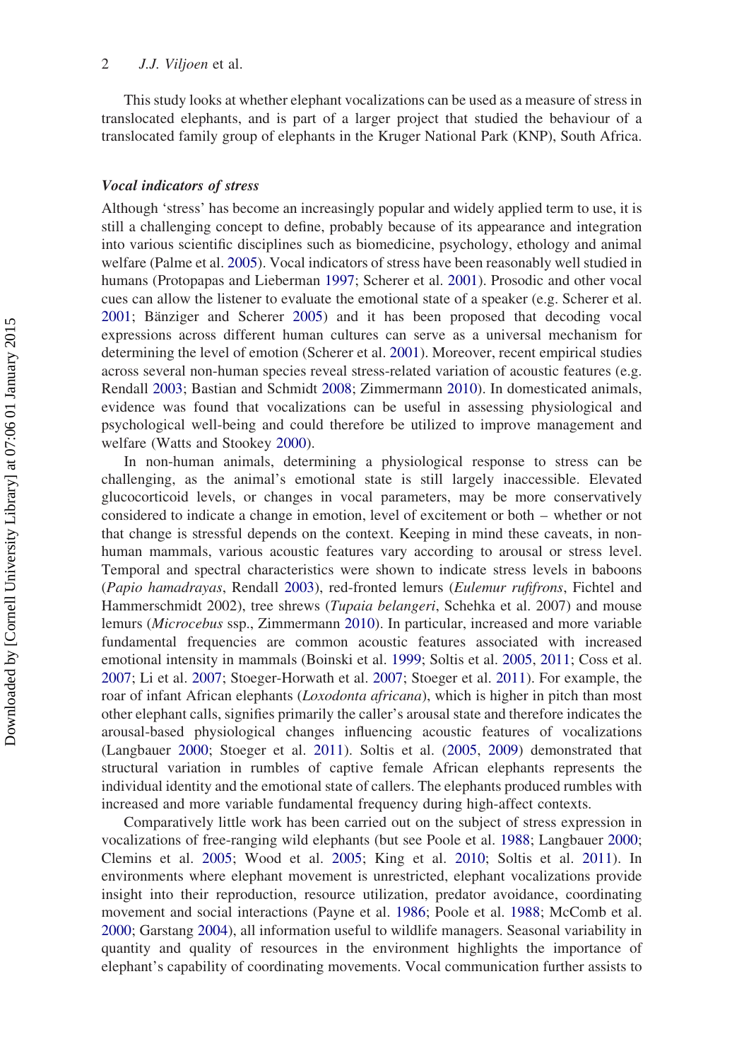This study looks at whether elephant vocalizations can be used as a measure of stress in translocated elephants, and is part of a larger project that studied the behaviour of a translocated family group of elephants in the Kruger National Park (KNP), South Africa.

### *Vocal indicators of stress*

Although 'stress' has become an increasingly popular and widely applied term to use, it is still a challenging concept to define, probably because of its appearance and integration into various scientific disciplines such as biomedicine, psychology, ethology and animal welfare (Palme et al. 2005). Vocal indicators of stress have been reasonably well studied in humans (Protopapas and Lieberman 1997; Scherer et al. 2001). Prosodic and other vocal cues can allow the listener to evaluate the emotional state of a speaker (e.g. Scherer et al. 2001; Bänziger and Scherer 2005) and it has been proposed that decoding vocal expressions across different human cultures can serve as a universal mechanism for determining the level of emotion (Scherer et al. 2001). Moreover, recent empirical studies across several non-human species reveal stress-related variation of acoustic features (e.g. Rendall 2003; Bastian and Schmidt 2008; Zimmermann 2010). In domesticated animals, evidence was found that vocalizations can be useful in assessing physiological and psychological well-being and could therefore be utilized to improve management and welfare (Watts and Stookey 2000).

In non-human animals, determining a physiological response to stress can be challenging, as the animal's emotional state is still largely inaccessible. Elevated glucocorticoid levels, or changes in vocal parameters, may be more conservatively considered to indicate a change in emotion, level of excitement or both – whether or not that change is stressful depends on the context. Keeping in mind these caveats, in non-human mammals, various acoustic features vary according to arousal or stress level. Temporal and spectral characteristics were shown to indicate stress levels in baboons (*Papio hamadrayas*, Rendall 2003), red-fronted lemurs (*Eulemur rufifrons*, Fichtel and Hammerschmidt 2002), tree shrews (*Tupaia belangeri*, Schehka et al. 2007) and mouse lemurs (*Microcebus* ssp., Zimmermann 2010). In particular, increased and more variable fundamental frequencies are common acoustic features associated with increased emotional intensity in mammals (Boinski et al. 1999; Soltis et al. 2005, 2011; Coss et al. 2007; Li et al. 2007; Stoeger-Horwath et al. 2007; Stoeger et al. 2011). For example, the roar of infant African elephants (*Loxodonta africana*), which is higher in pitch than most other elephant calls, signifies primarily the caller's arousal state and therefore indicates the arousal-based physiological changes influencing acoustic features of vocalizations (Langbauer 2000; Stoeger et al. 2011). Soltis et al. (2005, 2009) demonstrated that structural variation in rumbles of captive female African elephants represents the individual identity and the emotional state of callers. The elephants produced rumbles with increased and more variable fundamental frequency during high-affect contexts.

Comparatively little work has been carried out on the subject of stress expression in vocalizations of free-ranging wild elephants (but see Poole et al. 1988; Langbauer 2000; Clemins et al. 2005; Wood et al. 2005; King et al. 2010; Soltis et al. 2011). In environments where elephant movement is unrestricted, elephant vocalizations provide insight into their reproduction, resource utilization, predator avoidance, coordinating movement and social interactions (Payne et al. 1986; Poole et al. 1988; McComb et al. 2000; Garstang 2004), all information useful to wildlife managers. Seasonal variability in quantity and quality of resources in the environment highlights the importance of elephant's capability of coordinating movements. Vocal communication further assists to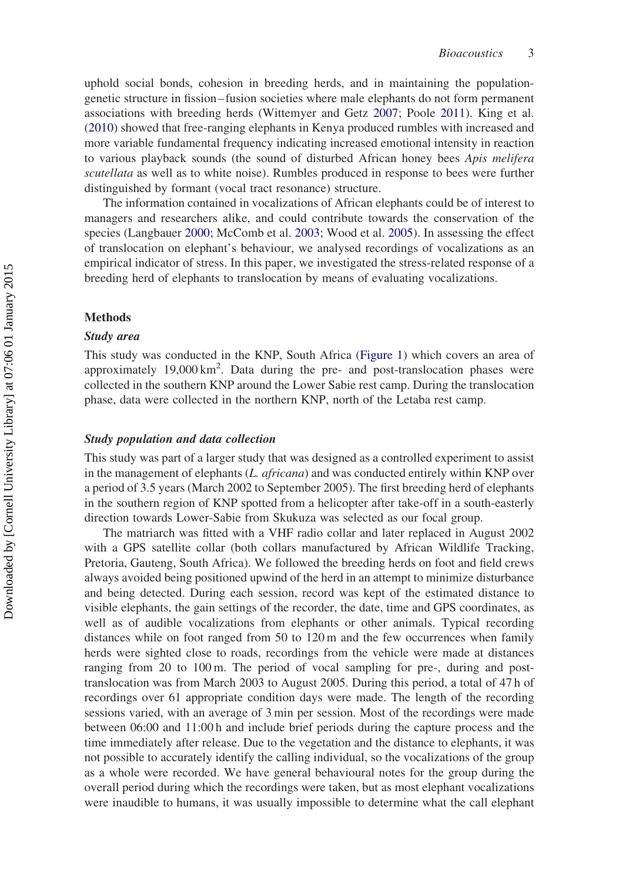uphold social bonds, cohesion in breeding herds, and in maintaining the population-genetic structure in fission–fusion societies where male elephants do not form permanent associations with breeding herds (Wittemyer and Getz 2007; Poole 2011). King et al. (2010) showed that free-ranging elephants in Kenya produced rumbles with increased and more variable fundamental frequency indicating increased emotional intensity in reaction to various playback sounds (the sound of disturbed African honey bees *Apis melifera scutellata* as well as to white noise). Rumbles produced in response to bees were further distinguished by formant (vocal tract resonance) structure.

The information contained in vocalizations of African elephants could be of interest to managers and researchers alike, and could contribute towards the conservation of the species (Langbauer 2000; McComb et al. 2003; Wood et al. 2005). In assessing the effect of translocation on elephant's behaviour, we analysed recordings of vocalizations as an empirical indicator of stress. In this paper, we investigated the stress-related response of a breeding herd of elephants to translocation by means of evaluating vocalizations.

## Methods

### *Study area*

This study was conducted in the KNP, South Africa (Figure 1) which covers an area of approximately 19,000 km$^2$. Data during the pre- and post-translocation phases were collected in the southern KNP around the Lower Sabie rest camp. During the translocation phase, data were collected in the northern KNP, north of the Letaba rest camp.

### *Study population and data collection*

This study was part of a larger study that was designed as a controlled experiment to assist in the management of elephants (*L. africana*) and was conducted entirely within KNP over a period of 3.5 years (March 2002 to September 2005). The first breeding herd of elephants in the southern region of KNP spotted from a helicopter after take-off in a south-easterly direction towards Lower-Sabie from Skukuza was selected as our focal group.

The matriarch was fitted with a VHF radio collar and later replaced in August 2002 with a GPS satellite collar (both collars manufactured by African Wildlife Tracking, Pretoria, Gauteng, South Africa). We followed the breeding herds on foot and field crews always avoided being positioned upwind of the herd in an attempt to minimize disturbance and being detected. During each session, record was kept of the estimated distance to visible elephants, the gain settings of the recorder, the date, time and GPS coordinates, as well as of audible vocalizations from elephants or other animals. Typical recording distances while on foot ranged from 50 to 120 m and the few occurrences when family herds were sighted close to roads, recordings from the vehicle were made at distances ranging from 20 to 100 m. The period of vocal sampling for pre-, during and post-translocation was from March 2003 to August 2005. During this period, a total of 47 h of recordings over 61 appropriate condition days were made. The length of the recording sessions varied, with an average of 3 min per session. Most of the recordings were made between 06:00 and 11:00 h and include brief periods during the capture process and the time immediately after release. Due to the vegetation and the distance to elephants, it was not possible to accurately identify the calling individual, so the vocalizations of the group as a whole were recorded. We have general behavioural notes for the group during the overall period during which the recordings were taken, but as most elephant vocalizations were inaudible to humans, it was usually impossible to determine what the call elephant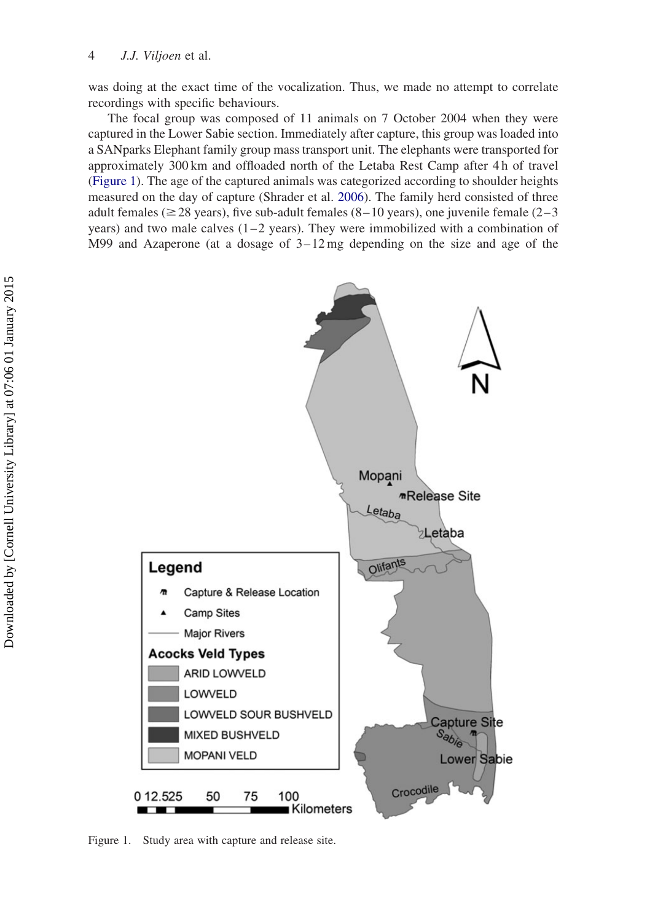was doing at the exact time of the vocalization. Thus, we made no attempt to correlate recordings with specific behaviours.

The focal group was composed of 11 animals on 7 October 2004 when they were captured in the Lower Sabie section. Immediately after capture, this group was loaded into a SANparks Elephant family group mass transport unit. The elephants were transported for approximately 300 km and offloaded north of the Letaba Rest Camp after 4 h of travel (Figure 1). The age of the captured animals was categorized according to shoulder heights measured on the day of capture (Shrader et al. 2006). The family herd consisted of three adult females ($\geq 28$ years), five sub-adult females (8–10 years), one juvenile female (2–3 years) and two male calves (1–2 years). They were immobilized with a combination of M99 and Azaperone (at a dosage of 3–12 mg depending on the size and age of the

Figure 1. Study area with capture and release site.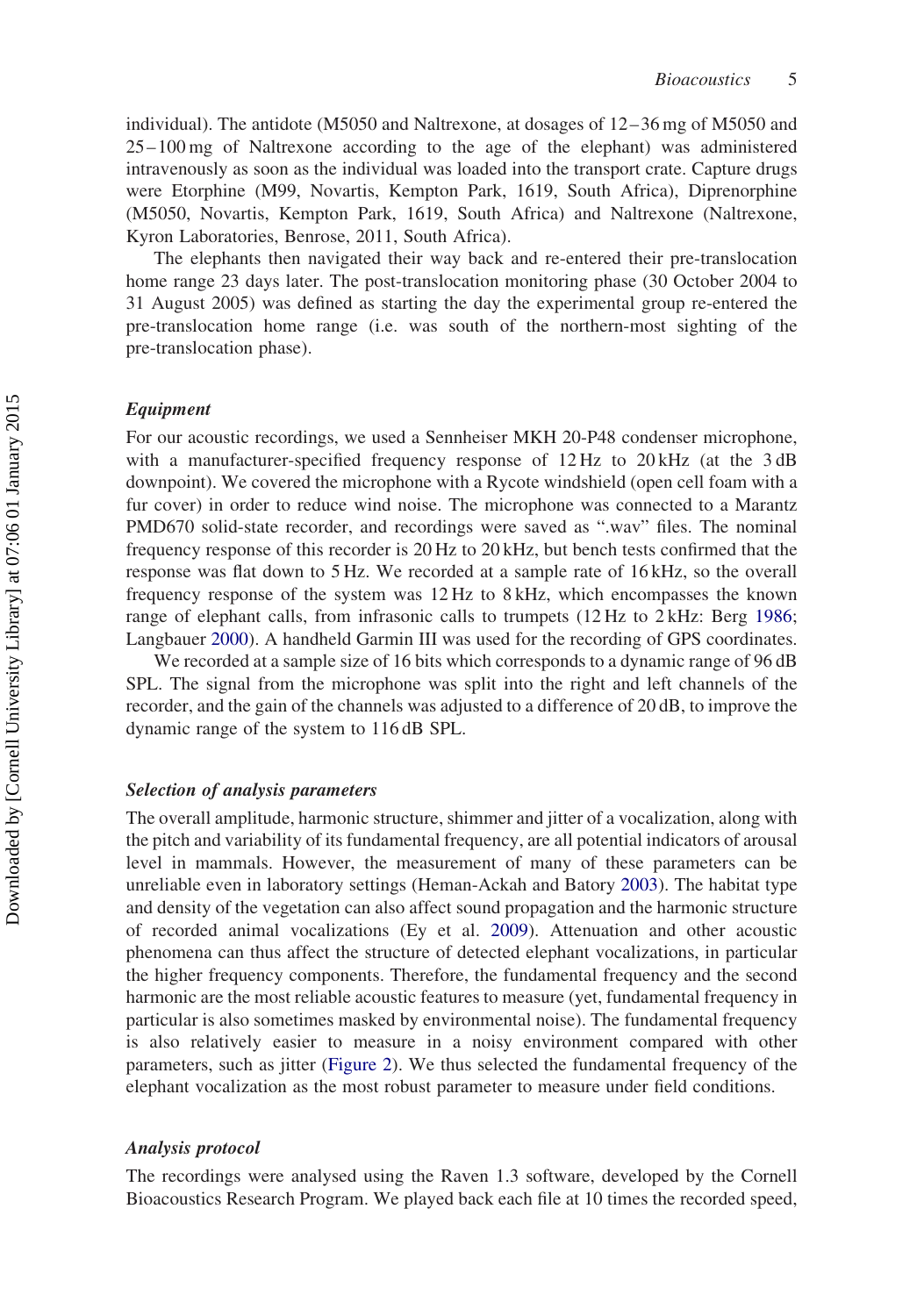individual). The antidote (M5050 and Naltrexone, at dosages of 12–36 mg of M5050 and 25–100 mg of Naltrexone according to the age of the elephant) was administered intravenously as soon as the individual was loaded into the transport crate. Capture drugs were Etorphine (M99, Novartis, Kempton Park, 1619, South Africa), Diprenorphine (M5050, Novartis, Kempton Park, 1619, South Africa) and Naltrexone (Naltrexone, Kyron Laboratories, Benrose, 2011, South Africa).

The elephants then navigated their way back and re-entered their pre-translocation home range 23 days later. The post-translocation monitoring phase (30 October 2004 to 31 August 2005) was defined as starting the day the experimental group re-entered the pre-translocation home range (i.e. was south of the northern-most sighting of the pre-translocation phase).

### *Equipment*

For our acoustic recordings, we used a Sennheiser MKH 20-P48 condenser microphone, with a manufacturer-specified frequency response of 12 Hz to 20 kHz (at the 3 dB downpoint). We covered the microphone with a Rycote windshield (open cell foam with a fur cover) in order to reduce wind noise. The microphone was connected to a Marantz PMD670 solid-state recorder, and recordings were saved as ".wav" files. The nominal frequency response of this recorder is 20 Hz to 20 kHz, but bench tests confirmed that the response was flat down to 5 Hz. We recorded at a sample rate of 16 kHz, so the overall frequency response of the system was 12 Hz to 8 kHz, which encompasses the known range of elephant calls, from infrasonic calls to trumpets (12 Hz to 2 kHz: Berg 1986; Langbauer 2000). A handheld Garmin III was used for the recording of GPS coordinates.

We recorded at a sample size of 16 bits which corresponds to a dynamic range of 96 dB SPL. The signal from the microphone was split into the right and left channels of the recorder, and the gain of the channels was adjusted to a difference of 20 dB, to improve the dynamic range of the system to 116 dB SPL.

### *Selection of analysis parameters*

The overall amplitude, harmonic structure, shimmer and jitter of a vocalization, along with the pitch and variability of its fundamental frequency, are all potential indicators of arousal level in mammals. However, the measurement of many of these parameters can be unreliable even in laboratory settings (Heman-Ackah and Batory 2003). The habitat type and density of the vegetation can also affect sound propagation and the harmonic structure of recorded animal vocalizations (Ey et al. 2009). Attenuation and other acoustic phenomena can thus affect the structure of detected elephant vocalizations, in particular the higher frequency components. Therefore, the fundamental frequency and the second harmonic are the most reliable acoustic features to measure (yet, fundamental frequency in particular is also sometimes masked by environmental noise). The fundamental frequency is also relatively easier to measure in a noisy environment compared with other parameters, such as jitter (Figure 2). We thus selected the fundamental frequency of the elephant vocalization as the most robust parameter to measure under field conditions.

### *Analysis protocol*

The recordings were analysed using the Raven 1.3 software, developed by the Cornell Bioacoustics Research Program. We played back each file at 10 times the recorded speed,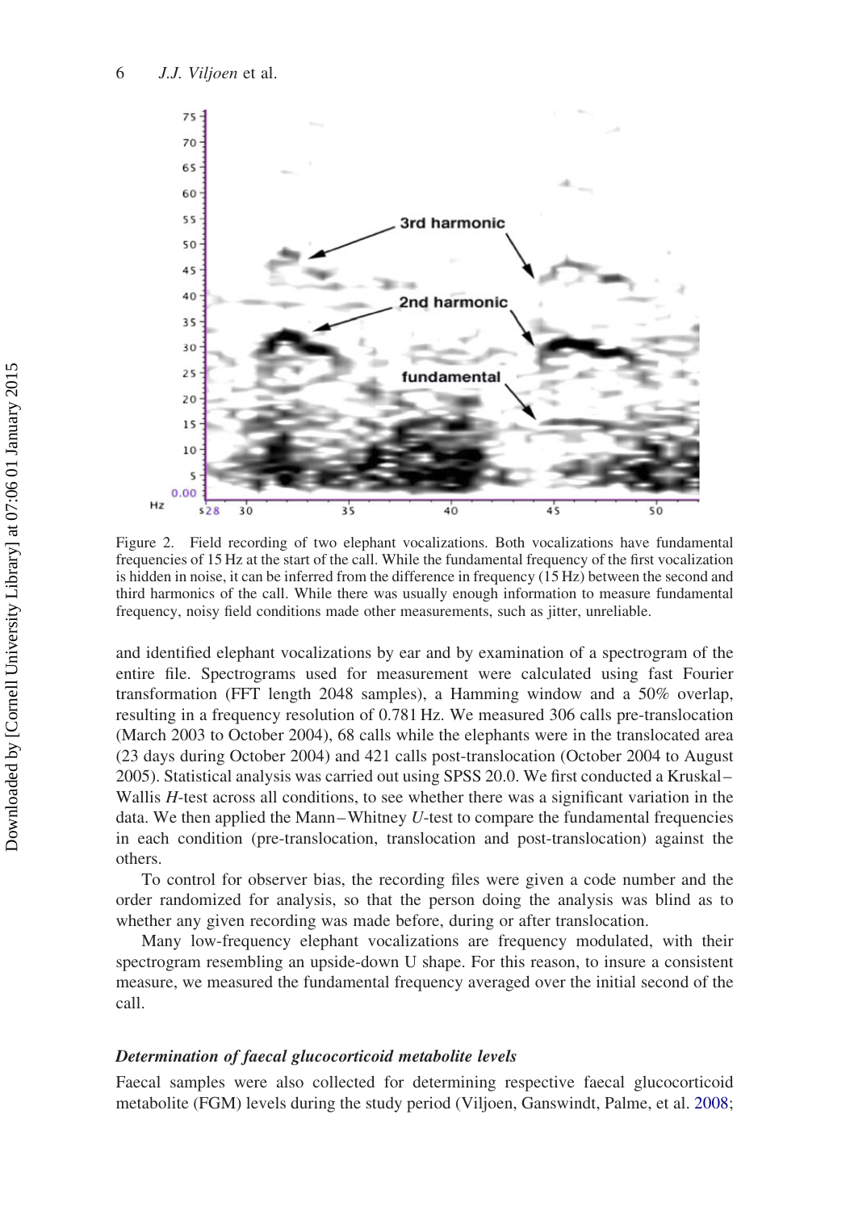Figure 2. Field recording of two elephant vocalizations. Both vocalizations have fundamental frequencies of 15 Hz at the start of the call. While the fundamental frequency of the first vocalization is hidden in noise, it can be inferred from the difference in frequency (15 Hz) between the second and third harmonics of the call. While there was usually enough information to measure fundamental frequency, noisy field conditions made other measurements, such as jitter, unreliable.

and identified elephant vocalizations by ear and by examination of a spectrogram of the entire file. Spectrograms used for measurement were calculated using fast Fourier transformation (FFT length 2048 samples), a Hamming window and a 50% overlap, resulting in a frequency resolution of 0.781 Hz. We measured 306 calls pre-translocation (March 2003 to October 2004), 68 calls while the elephants were in the translocated area (23 days during October 2004) and 421 calls post-translocation (October 2004 to August 2005). Statistical analysis was carried out using SPSS 20.0. We first conducted a Kruskal–Wallis *H*-test across all conditions, to see whether there was a significant variation in the data. We then applied the Mann–Whitney *U*-test to compare the fundamental frequencies in each condition (pre-translocation, translocation and post-translocation) against the others.

To control for observer bias, the recording files were given a code number and the order randomized for analysis, so that the person doing the analysis was blind as to whether any given recording was made before, during or after translocation.

Many low-frequency elephant vocalizations are frequency modulated, with their spectrogram resembling an upside-down U shape. For this reason, to insure a consistent measure, we measured the fundamental frequency averaged over the initial second of the call.

### *Determination of faecal glucocorticoid metabolite levels*

Faecal samples were also collected for determining respective faecal glucocorticoid metabolite (FGM) levels during the study period (Viljoen, Ganswindt, Palme, et al. 2008;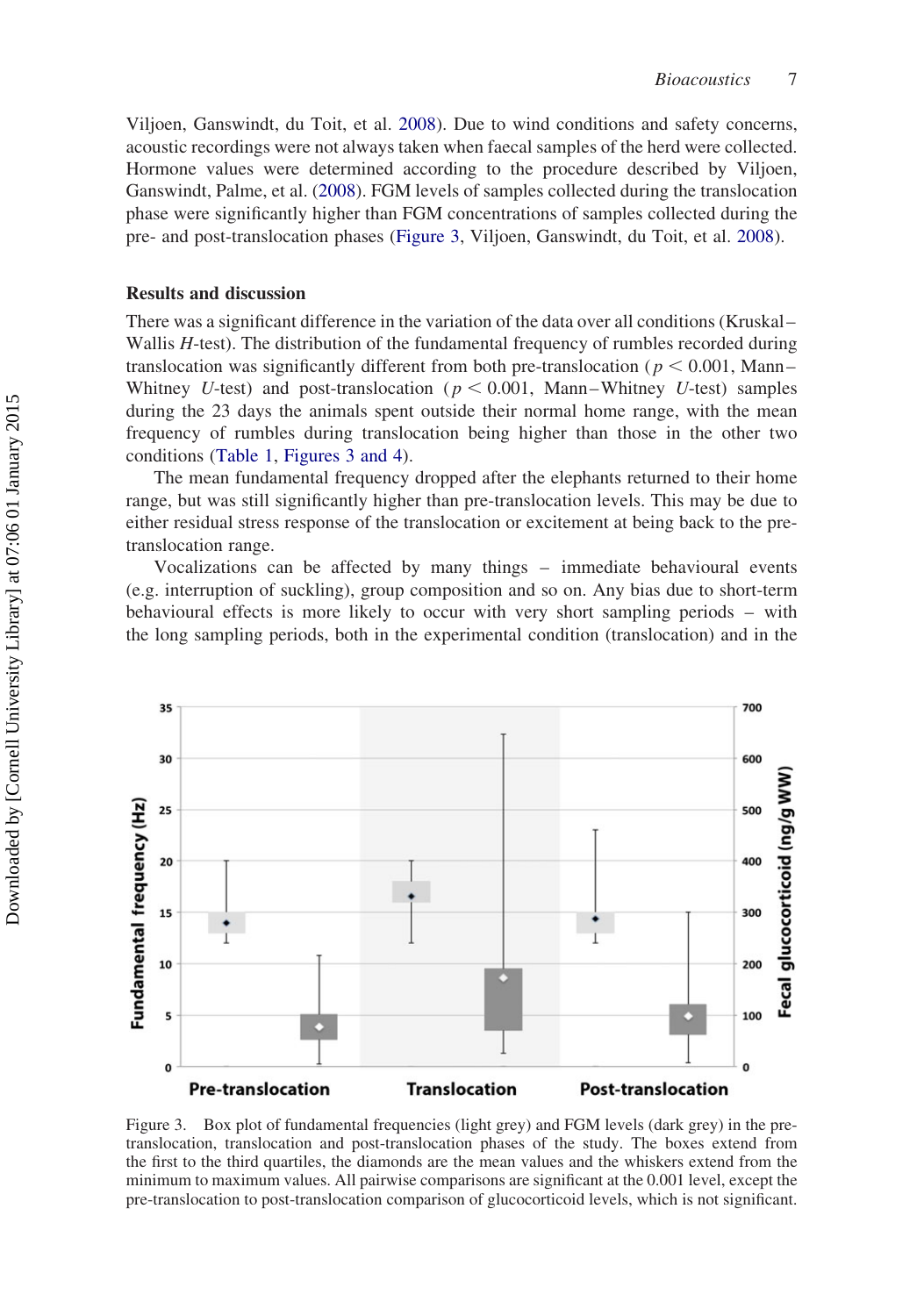Viljoen, Ganswindt, du Toit, et al. 2008). Due to wind conditions and safety concerns, acoustic recordings were not always taken when faecal samples of the herd were collected. Hormone values were determined according to the procedure described by Viljoen, Ganswindt, Palme, et al. (2008). FGM levels of samples collected during the translocation phase were significantly higher than FGM concentrations of samples collected during the pre- and post-translocation phases (Figure 3, Viljoen, Ganswindt, du Toit, et al. 2008).

## Results and discussion

There was a significant difference in the variation of the data over all conditions (Kruskal–Wallis *H*-test). The distribution of the fundamental frequency of rumbles recorded during translocation was significantly different from both pre-translocation ($p < 0.001$, Mann–Whitney *U*-test) and post-translocation ($p < 0.001$, Mann–Whitney *U*-test) samples during the 23 days the animals spent outside their normal home range, with the mean frequency of rumbles during translocation being higher than those in the other two conditions (Table 1, Figures 3 and 4).

The mean fundamental frequency dropped after the elephants returned to their home range, but was still significantly higher than pre-translocation levels. This may be due to either residual stress response of the translocation or excitement at being back to the pre-translocation range.

Vocalizations can be affected by many things – immediate behavioural events (e.g. interruption of suckling), group composition and so on. Any bias due to short-term behavioural effects is more likely to occur with very short sampling periods – with the long sampling periods, both in the experimental condition (translocation) and in the

Figure 3. Box plot of fundamental frequencies (light grey) and FGM levels (dark grey) in the pre-translocation, translocation and post-translocation phases of the study. The boxes extend from the first to the third quartiles, the diamonds are the mean values and the whiskers extend from the minimum to maximum values. All pairwise comparisons are significant at the 0.001 level, except the pre-translocation to post-translocation comparison of glucocorticoid levels, which is not significant.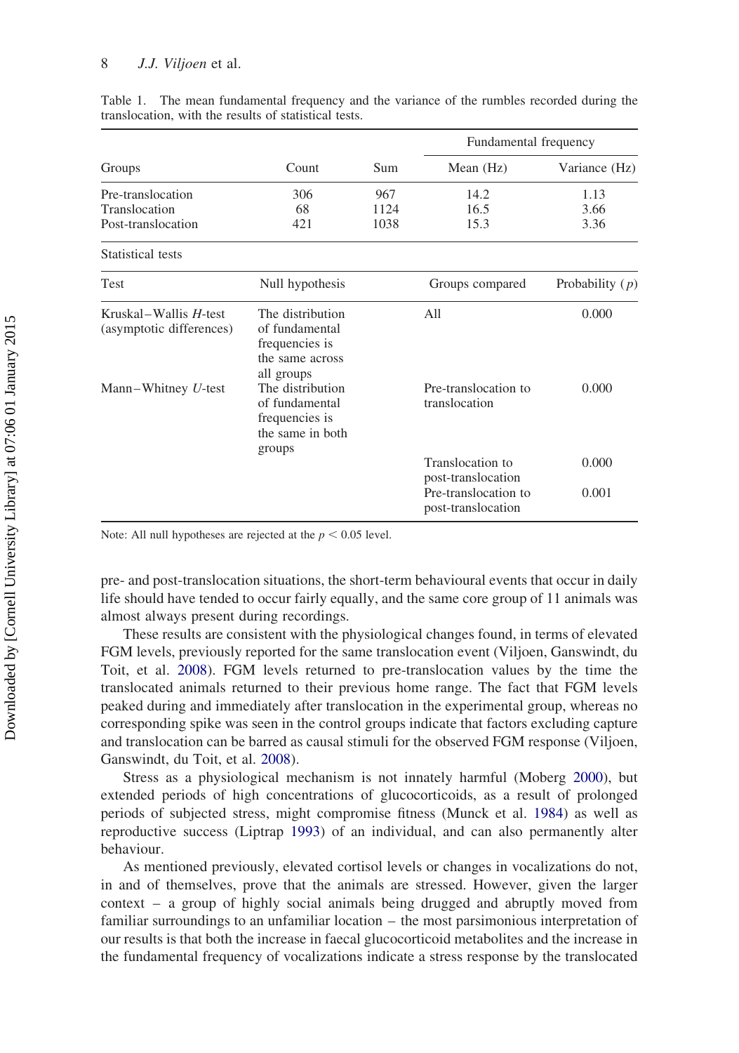Table 1. The mean fundamental frequency and the variance of the rumbles recorded during the translocation, with the results of statistical tests.

| Groups | Count | Sum | Fundamental frequency | |
|---|---|---|---|---|
| | | | Mean (Hz) | Variance (Hz) |
| Pre-translocation | 306 | 967 | 14.2 | 1.13 |
| Translocation | 68 | 1124 | 16.5 | 3.66 |
| Post-translocation | 421 | 1038 | 15.3 | 3.36 |

Statistical tests

| Test | Null hypothesis | Groups compared | Probability ($p$) |
|---|---|---|---|
| Kruskal–Wallis *H*-test (asymptotic differences) | The distribution of fundamental frequencies is the same across all groups | All | 0.000 |
| Mann–Whitney *U*-test | The distribution of fundamental frequencies is the same in both groups | Pre-translocation to translocation | 0.000 |
| | | Translocation to post-translocation | 0.000 |
| | | Pre-translocation to post-translocation | 0.001 |

Note: All null hypotheses are rejected at the $p < 0.05$ level.

pre- and post-translocation situations, the short-term behavioural events that occur in daily life should have tended to occur fairly equally, and the same core group of 11 animals was almost always present during recordings.

These results are consistent with the physiological changes found, in terms of elevated FGM levels, previously reported for the same translocation event (Viljoen, Ganswindt, du Toit, et al. 2008). FGM levels returned to pre-translocation values by the time the translocated animals returned to their previous home range. The fact that FGM levels peaked during and immediately after translocation in the experimental group, whereas no corresponding spike was seen in the control groups indicate that factors excluding capture and translocation can be barred as causal stimuli for the observed FGM response (Viljoen, Ganswindt, du Toit, et al. 2008).

Stress as a physiological mechanism is not innately harmful (Moberg 2000), but extended periods of high concentrations of glucocorticoids, as a result of prolonged periods of subjected stress, might compromise fitness (Munck et al. 1984) as well as reproductive success (Liptrap 1993) of an individual, and can also permanently alter behaviour.

As mentioned previously, elevated cortisol levels or changes in vocalizations do not, in and of themselves, prove that the animals are stressed. However, given the larger context – a group of highly social animals being drugged and abruptly moved from familiar surroundings to an unfamiliar location – the most parsimonious interpretation of our results is that both the increase in faecal glucocorticoid metabolites and the increase in the fundamental frequency of vocalizations indicate a stress response by the translocated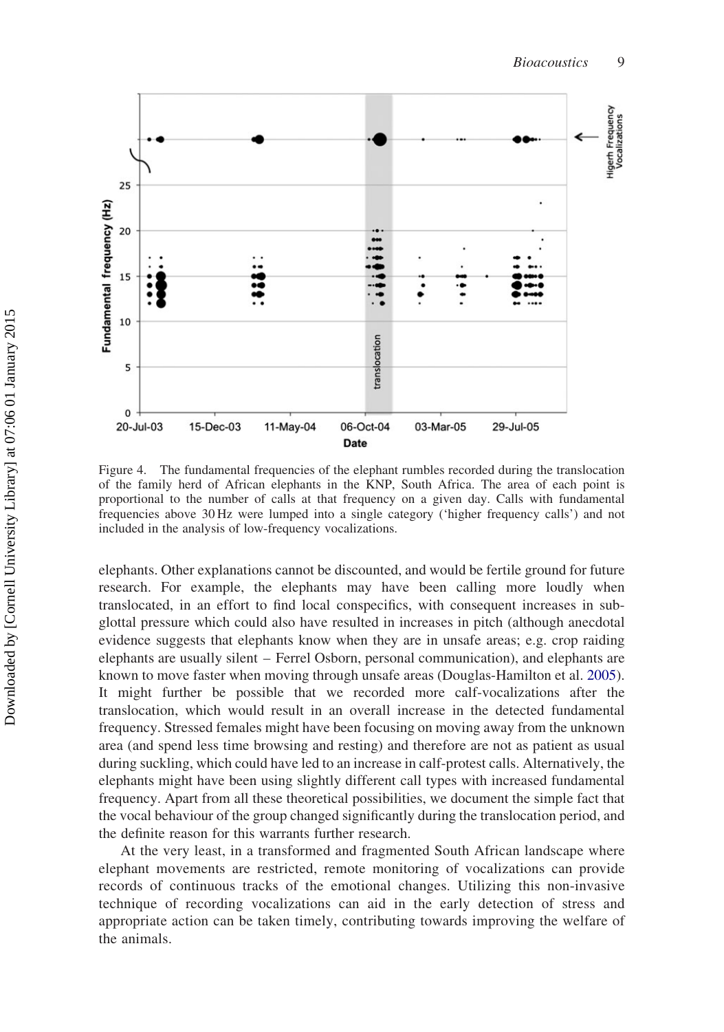Figure 4. The fundamental frequencies of the elephant rumbles recorded during the translocation of the family herd of African elephants in the KNP, South Africa. The area of each point is proportional to the number of calls at that frequency on a given day. Calls with fundamental frequencies above 30 Hz were lumped into a single category ('higher frequency calls') and not included in the analysis of low-frequency vocalizations.

elephants. Other explanations cannot be discounted, and would be fertile ground for future research. For example, the elephants may have been calling more loudly when translocated, in an effort to find local conspecifics, with consequent increases in sub-glottal pressure which could also have resulted in increases in pitch (although anecdotal evidence suggests that elephants know when they are in unsafe areas; e.g. crop raiding elephants are usually silent – Ferrel Osborn, personal communication), and elephants are known to move faster when moving through unsafe areas (Douglas-Hamilton et al. 2005). It might further be possible that we recorded more calf-vocalizations after the translocation, which would result in an overall increase in the detected fundamental frequency. Stressed females might have been focusing on moving away from the unknown area (and spend less time browsing and resting) and therefore are not as patient as usual during suckling, which could have led to an increase in calf-protest calls. Alternatively, the elephants might have been using slightly different call types with increased fundamental frequency. Apart from all these theoretical possibilities, we document the simple fact that the vocal behaviour of the group changed significantly during the translocation period, and the definite reason for this warrants further research.

At the very least, in a transformed and fragmented South African landscape where elephant movements are restricted, remote monitoring of vocalizations can provide records of continuous tracks of the emotional changes. Utilizing this non-invasive technique of recording vocalizations can aid in the early detection of stress and appropriate action can be taken timely, contributing towards improving the welfare of the animals.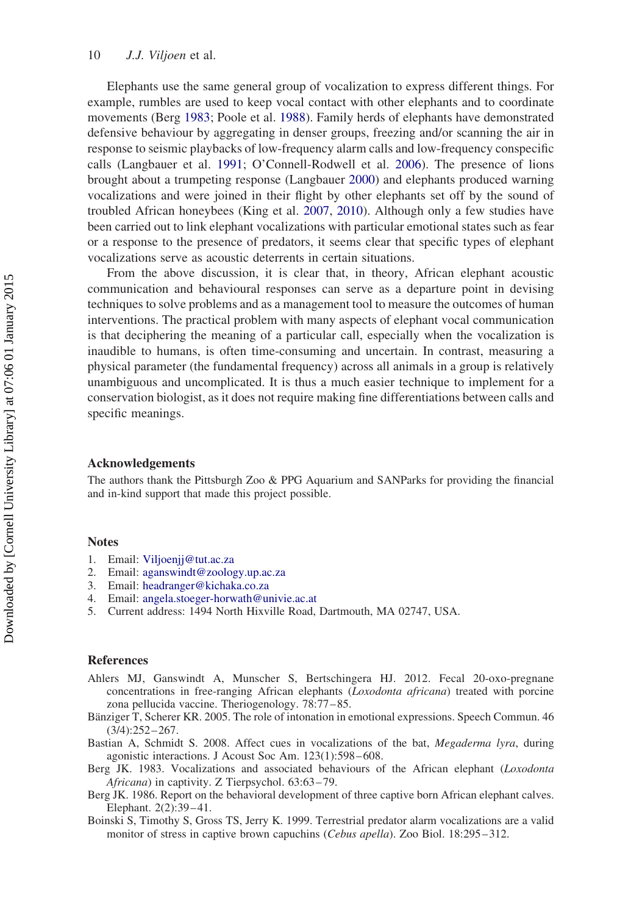Elephants use the same general group of vocalization to express different things. For example, rumbles are used to keep vocal contact with other elephants and to coordinate movements (Berg 1983; Poole et al. 1988). Family herds of elephants have demonstrated defensive behaviour by aggregating in denser groups, freezing and/or scanning the air in response to seismic playbacks of low-frequency alarm calls and low-frequency conspecific calls (Langbauer et al. 1991; O'Connell-Rodwell et al. 2006). The presence of lions brought about a trumpeting response (Langbauer 2000) and elephants produced warning vocalizations and were joined in their flight by other elephants set off by the sound of troubled African honeybees (King et al. 2007, 2010). Although only a few studies have been carried out to link elephant vocalizations with particular emotional states such as fear or a response to the presence of predators, it seems clear that specific types of elephant vocalizations serve as acoustic deterrents in certain situations.

From the above discussion, it is clear that, in theory, African elephant acoustic communication and behavioural responses can serve as a departure point in devising techniques to solve problems and as a management tool to measure the outcomes of human interventions. The practical problem with many aspects of elephant vocal communication is that deciphering the meaning of a particular call, especially when the vocalization is inaudible to humans, is often time-consuming and uncertain. In contrast, measuring a physical parameter (the fundamental frequency) across all animals in a group is relatively unambiguous and uncomplicated. It is thus a much easier technique to implement for a conservation biologist, as it does not require making fine differentiations between calls and specific meanings.

## Acknowledgements

The authors thank the Pittsburgh Zoo & PPG Aquarium and SANParks for providing the financial and in-kind support that made this project possible.

## Notes

1. Email: Viljoenjj@tut.ac.za
2. Email: aganswindt@zoology.up.ac.za
3. Email: headranger@kichaka.co.za
4. Email: angela.stoeger-horwath@univie.ac.at
5. Current address: 1494 North Hixville Road, Dartmouth, MA 02747, USA.

## References

Ahlers MJ, Ganswindt A, Munscher S, Bertschingera HJ. 2012. Fecal 20-oxo-pregnane concentrations in free-ranging African elephants (*Loxodonta africana*) treated with porcine zona pellucida vaccine. Theriogenology. 78:77–85.

Bänziger T, Scherer KR. 2005. The role of intonation in emotional expressions. Speech Commun. 46 (3/4):252–267.

Bastian A, Schmidt S. 2008. Affect cues in vocalizations of the bat, *Megaderma lyra*, during agonistic interactions. J Acoust Soc Am. 123(1):598–608.

Berg JK. 1983. Vocalizations and associated behaviours of the African elephant (*Loxodonta Africana*) in captivity. Z Tierpsychol. 63:63–79.

Berg JK. 1986. Report on the behavioral development of three captive born African elephant calves. Elephant. 2(2):39–41.

Boinski S, Timothy S, Gross TS, Jerry K. 1999. Terrestrial predator alarm vocalizations are a valid monitor of stress in captive brown capuchins (*Cebus apella*). Zoo Biol. 18:295–312.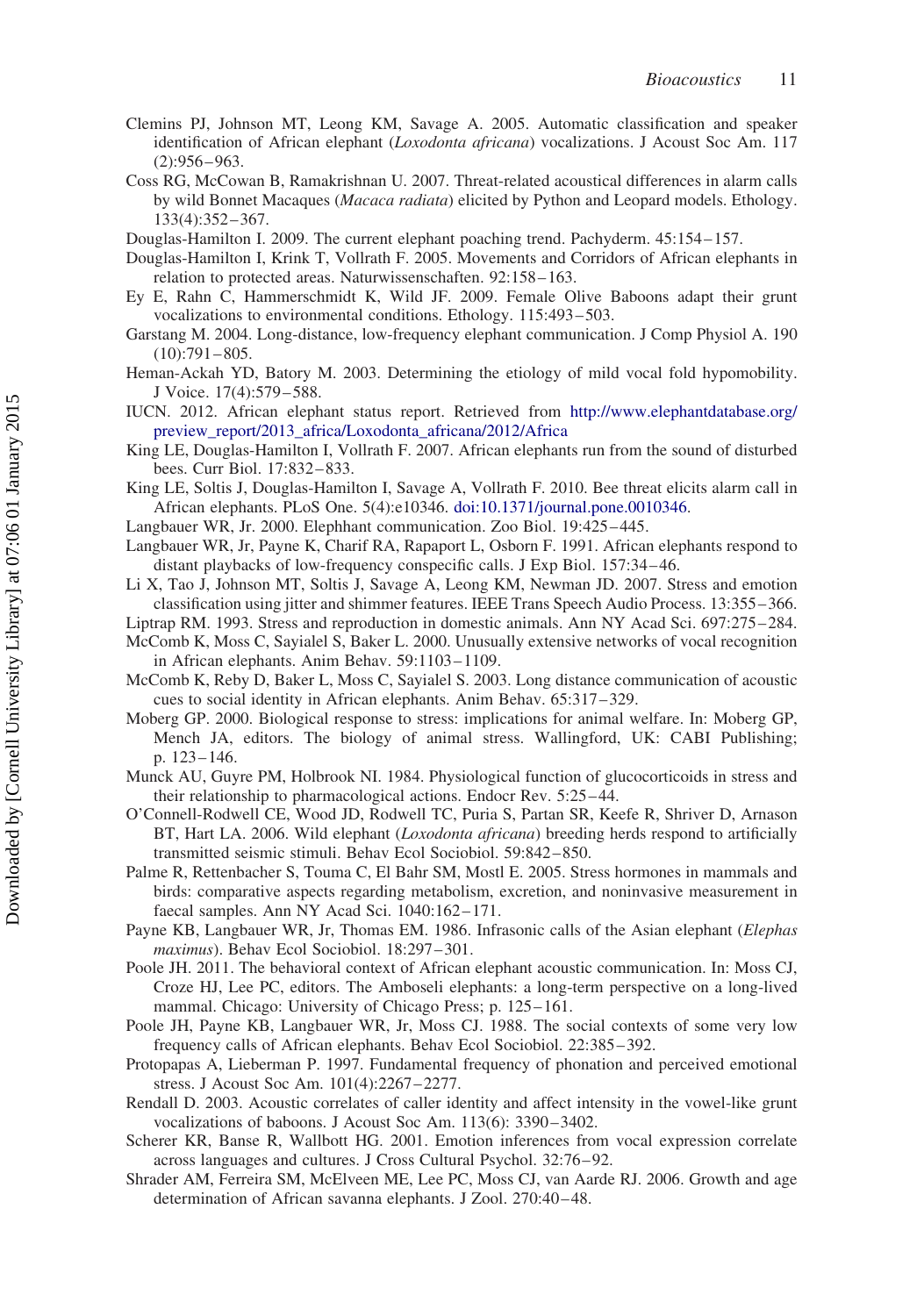Clemins PJ, Johnson MT, Leong KM, Savage A. 2005. Automatic classification and speaker identification of African elephant (*Loxodonta africana*) vocalizations. J Acoust Soc Am. 117 (2):956–963.

Coss RG, McCowan B, Ramakrishnan U. 2007. Threat-related acoustical differences in alarm calls by wild Bonnet Macaques (*Macaca radiata*) elicited by Python and Leopard models. Ethology. 133(4):352–367.

Douglas-Hamilton I. 2009. The current elephant poaching trend. Pachyderm. 45:154–157.

Douglas-Hamilton I, Krink T, Vollrath F. 2005. Movements and Corridors of African elephants in relation to protected areas. Naturwissenschaften. 92:158–163.

Ey E, Rahn C, Hammerschmidt K, Wild JF. 2009. Female Olive Baboons adapt their grunt vocalizations to environmental conditions. Ethology. 115:493–503.

Garstang M. 2004. Long-distance, low-frequency elephant communication. J Comp Physiol A. 190 (10):791–805.

Heman-Ackah YD, Batory M. 2003. Determining the etiology of mild vocal fold hypomobility. J Voice. 17(4):579–588.

IUCN. 2012. African elephant status report. Retrieved from http://www.elephantdatabase.org/preview_report/2013_africa/Loxodonta_africana/2012/Africa

King LE, Douglas-Hamilton I, Vollrath F. 2007. African elephants run from the sound of disturbed bees. Curr Biol. 17:832–833.

King LE, Soltis J, Douglas-Hamilton I, Savage A, Vollrath F. 2010. Bee threat elicits alarm call in African elephants. PLoS One. 5(4):e10346. doi:10.1371/journal.pone.0010346.

Langbauer WR, Jr. 2000. Elephhant communication. Zoo Biol. 19:425–445.

Langbauer WR, Jr, Payne K, Charif RA, Rapaport L, Osborn F. 1991. African elephants respond to distant playbacks of low-frequency conspecific calls. J Exp Biol. 157:34–46.

Li X, Tao J, Johnson MT, Soltis J, Savage A, Leong KM, Newman JD. 2007. Stress and emotion classification using jitter and shimmer features. IEEE Trans Speech Audio Process. 13:355–366.

Liptrap RM. 1993. Stress and reproduction in domestic animals. Ann NY Acad Sci. 697:275–284.

McComb K, Moss C, Sayialel S, Baker L. 2000. Unusually extensive networks of vocal recognition in African elephants. Anim Behav. 59:1103–1109.

McComb K, Reby D, Baker L, Moss C, Sayialel S. 2003. Long distance communication of acoustic cues to social identity in African elephants. Anim Behav. 65:317–329.

Moberg GP. 2000. Biological response to stress: implications for animal welfare. In: Moberg GP, Mench JA, editors. The biology of animal stress. Wallingford, UK: CABI Publishing; p. 123–146.

Munck AU, Guyre PM, Holbrook NI. 1984. Physiological function of glucocorticoids in stress and their relationship to pharmacological actions. Endocr Rev. 5:25–44.

O'Connell-Rodwell CE, Wood JD, Rodwell TC, Puria S, Partan SR, Keefe R, Shriver D, Arnason BT, Hart LA. 2006. Wild elephant (*Loxodonta africana*) breeding herds respond to artificially transmitted seismic stimuli. Behav Ecol Sociobiol. 59:842–850.

Palme R, Rettenbacher S, Touma C, El Bahr SM, Mostl E. 2005. Stress hormones in mammals and birds: comparative aspects regarding metabolism, excretion, and noninvasive measurement in faecal samples. Ann NY Acad Sci. 1040:162–171.

Payne KB, Langbauer WR, Jr, Thomas EM. 1986. Infrasonic calls of the Asian elephant (*Elephas maximus*). Behav Ecol Sociobiol. 18:297–301.

Poole JH. 2011. The behavioral context of African elephant acoustic communication. In: Moss CJ, Croze HJ, Lee PC, editors. The Amboseli elephants: a long-term perspective on a long-lived mammal. Chicago: University of Chicago Press; p. 125–161.

Poole JH, Payne KB, Langbauer WR, Jr, Moss CJ. 1988. The social contexts of some very low frequency calls of African elephants. Behav Ecol Sociobiol. 22:385–392.

Protopapas A, Lieberman P. 1997. Fundamental frequency of phonation and perceived emotional stress. J Acoust Soc Am. 101(4):2267–2277.

Rendall D. 2003. Acoustic correlates of caller identity and affect intensity in the vowel-like grunt vocalizations of baboons. J Acoust Soc Am. 113(6): 3390–3402.

Scherer KR, Banse R, Wallbott HG. 2001. Emotion inferences from vocal expression correlate across languages and cultures. J Cross Cultural Psychol. 32:76–92.

Shrader AM, Ferreira SM, McElveen ME, Lee PC, Moss CJ, van Aarde RJ. 2006. Growth and age determination of African savanna elephants. J Zool. 270:40–48.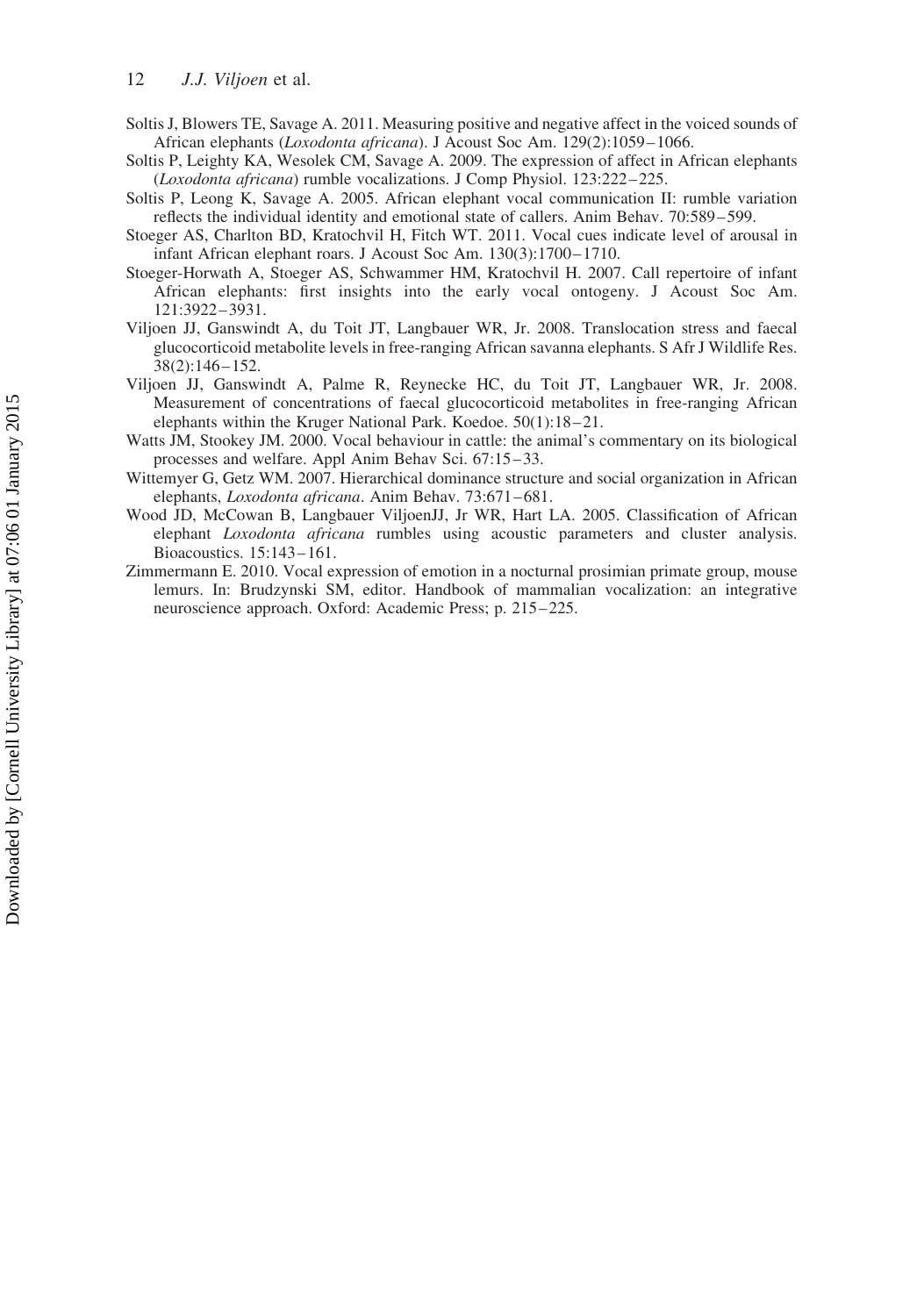Soltis J, Blowers TE, Savage A. 2011. Measuring positive and negative affect in the voiced sounds of African elephants (*Loxodonta africana*). J Acoust Soc Am. 129(2):1059–1066.

Soltis P, Leighty KA, Wesolek CM, Savage A. 2009. The expression of affect in African elephants (*Loxodonta africana*) rumble vocalizations. J Comp Physiol. 123:222–225.

Soltis P, Leong K, Savage A. 2005. African elephant vocal communication II: rumble variation reflects the individual identity and emotional state of callers. Anim Behav. 70:589–599.

Stoeger AS, Charlton BD, Kratochvil H, Fitch WT. 2011. Vocal cues indicate level of arousal in infant African elephant roars. J Acoust Soc Am. 130(3):1700–1710.

Stoeger-Horwath A, Stoeger AS, Schwammer HM, Kratochvil H. 2007. Call repertoire of infant African elephants: first insights into the early vocal ontogeny. J Acoust Soc Am. 121:3922–3931.

Viljoen JJ, Ganswindt A, du Toit JT, Langbauer WR, Jr. 2008. Translocation stress and faecal glucocorticoid metabolite levels in free-ranging African savanna elephants. S Afr J Wildlife Res. 38(2):146–152.

Viljoen JJ, Ganswindt A, Palme R, Reynecke HC, du Toit JT, Langbauer WR, Jr. 2008. Measurement of concentrations of faecal glucocorticoid metabolites in free-ranging African elephants within the Kruger National Park. Koedoe. 50(1):18–21.

Watts JM, Stookey JM. 2000. Vocal behaviour in cattle: the animal's commentary on its biological processes and welfare. Appl Anim Behav Sci. 67:15–33.

Wittemyer G, Getz WM. 2007. Hierarchical dominance structure and social organization in African elephants, *Loxodonta africana*. Anim Behav. 73:671–681.

Wood JD, McCowan B, Langbauer ViljoenJJ, Jr WR, Hart LA. 2005. Classification of African elephant *Loxodonta africana* rumbles using acoustic parameters and cluster analysis. Bioacoustics. 15:143–161.

Zimmermann E. 2010. Vocal expression of emotion in a nocturnal prosimian primate group, mouse lemurs. In: Brudzynski SM, editor. Handbook of mammalian vocalization: an integrative neuroscience approach. Oxford: Academic Press; p. 215–225.